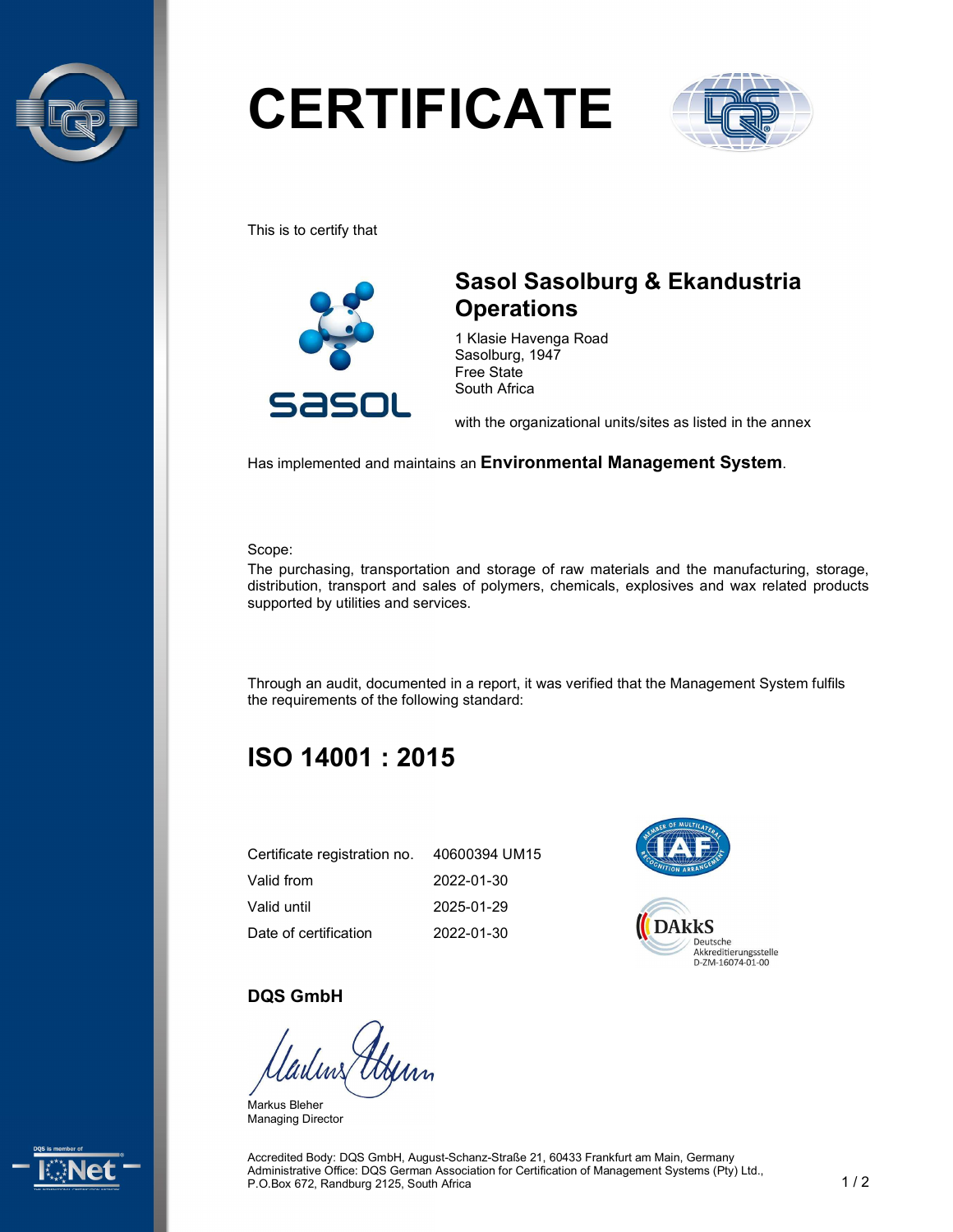# CERTIFICATE

This is to certify that

## Sasol Sasolburg & Ekandustria Operations

1 Klasie Havenga Road
Sasolburg, 1947
Free State
South Africa

with the organizational units/sites as listed in the annex

Has implemented and maintains an **Environmental Management System**.

Scope:
The purchasing, transportation and storage of raw materials and the manufacturing, storage, distribution, transport and sales of polymers, chemicals, explosives and wax related products supported by utilities and services.

Through an audit, documented in a report, it was verified that the Management System fulfils the requirements of the following standard:

## ISO 14001 : 2015

| | |
|---|---|
| Certificate registration no. | 40600394 UM15 |
| Valid from | 2022-01-30 |
| Valid until | 2025-01-29 |
| Date of certification | 2022-01-30 |

DAkkS Deutsche Akkreditierungsstelle D-ZM-16074-01-00

**DQS GmbH**

Markus Bleher
Managing Director

Accredited Body: DQS GmbH, August-Schanz-Straße 21, 60433 Frankfurt am Main, Germany
Administrative Office: DQS German Association for Certification of Management Systems (Pty) Ltd., P.O.Box 672, Randburg 2125, South Africa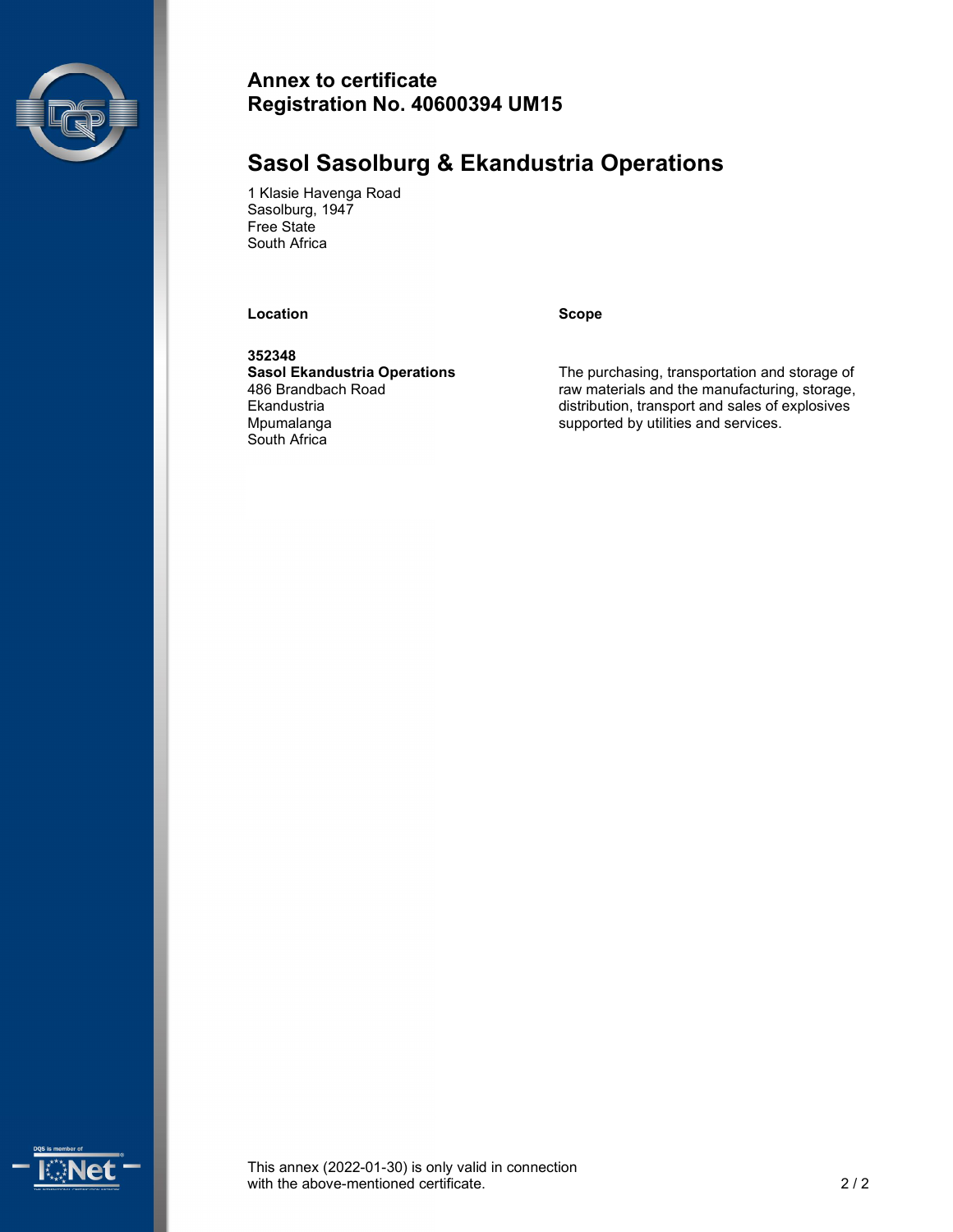## Annex to certificate
## Registration No. 40600394 UM15

# Sasol Sasolburg & Ekandustria Operations

1 Klasie Havenga Road
Sasolburg, 1947
Free State
South Africa

| Location | Scope |
|---|---|
| **352348**<br>**Sasol Ekandustria Operations**<br>486 Brandbach Road<br>Ekandustria<br>Mpumalanga<br>South Africa | The purchasing, transportation and storage of raw materials and the manufacturing, storage, distribution, transport and sales of explosives supported by utilities and services. |

This annex (2022-01-30) is only valid in connection with the above-mentioned certificate.